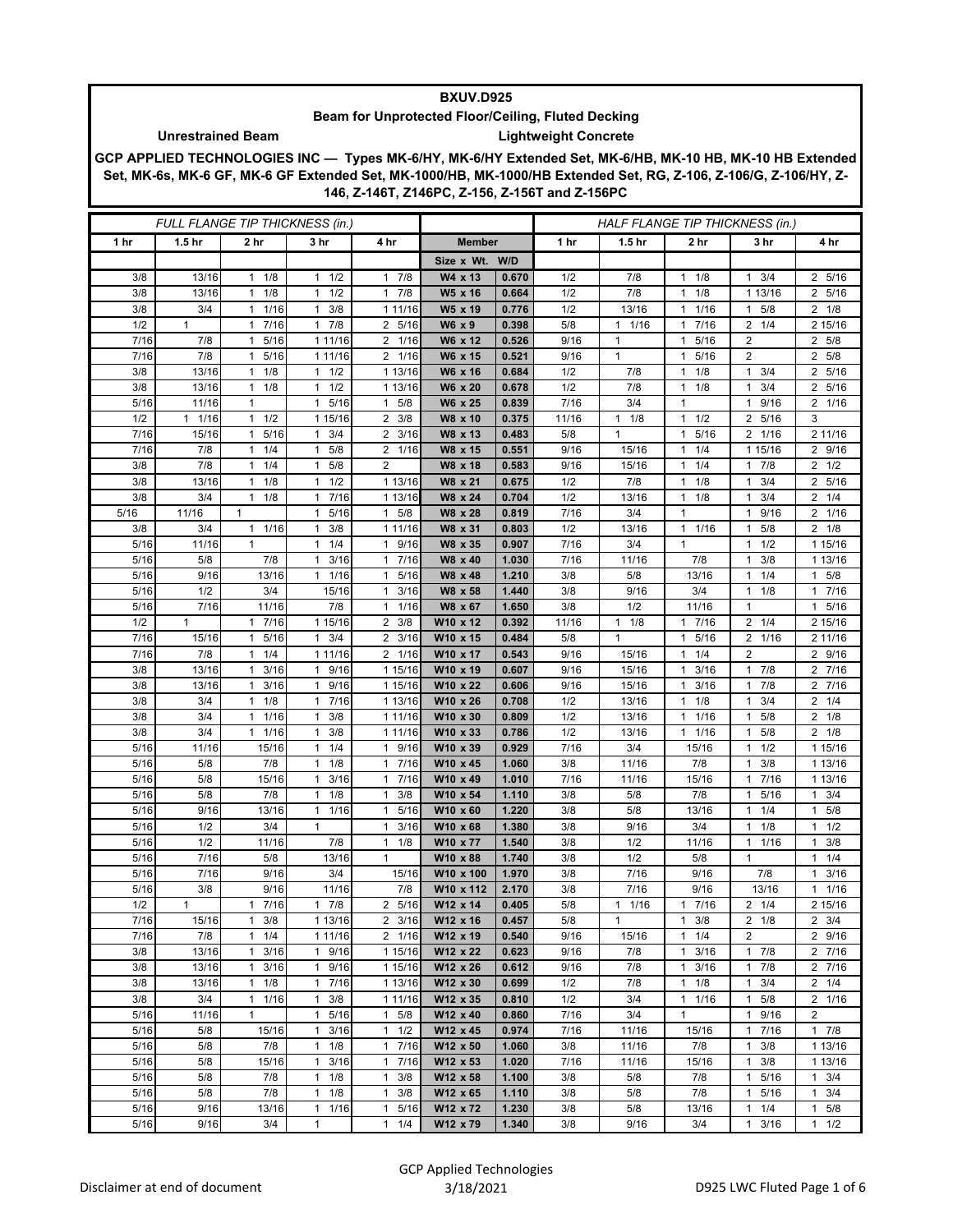# BXUV.D925

## Beam for Unprotected Floor/Ceiling, Fluted Decking

**Unrestrained Beam** **Lightweight Concrete**

**GCP APPLIED TECHNOLOGIES INC — Types MK-6/HY, MK-6/HY Extended Set, MK-6/HB, MK-10 HB, MK-10 HB Extended Set, MK-6s, MK-6 GF, MK-6 GF Extended Set, MK-1000/HB, MK-1000/HB Extended Set, RG, Z-106, Z-106/G, Z-106/HY, Z-146, Z-146T, Z146PC, Z-156, Z-156T and Z-156PC**

| FULL FLANGE TIP THICKNESS (in.) | | | | | | | HALF FLANGE TIP THICKNESS (in.) | | | | |
|---|---|---|---|---|---|---|---|---|---|---|---|
| 1 hr | 1.5 hr | 2 hr | 3 hr | 4 hr | Member | | 1 hr | 1.5 hr | 2 hr | 3 hr | 4 hr |
| | | | | | Size x Wt. | W/D | | | | | |
| 3/8 | 13/16 | 1 1/8 | 1 1/2 | 1 7/8 | W4 x 13 | 0.670 | 1/2 | 7/8 | 1 1/8 | 1 3/4 | 2 5/16 |
| 3/8 | 13/16 | 1 1/8 | 1 1/2 | 1 7/8 | W5 x 16 | 0.664 | 1/2 | 7/8 | 1 1/8 | 1 13/16 | 2 5/16 |
| 3/8 | 3/4 | 1 1/16 | 1 3/8 | 1 11/16 | W5 x 19 | 0.776 | 1/2 | 13/16 | 1 1/16 | 1 5/8 | 2 1/8 |
| 1/2 | 1 | 1 7/16 | 1 7/8 | 2 5/16 | W6 x 9 | 0.398 | 5/8 | 1 1/16 | 1 7/16 | 2 1/4 | 2 15/16 |
| 7/16 | 7/8 | 1 5/16 | 1 11/16 | 2 1/16 | W6 x 12 | 0.526 | 9/16 | 1 | 1 5/16 | 2 | 2 5/8 |
| 7/16 | 7/8 | 1 5/16 | 1 11/16 | 2 1/16 | W6 x 15 | 0.521 | 9/16 | 1 | 1 5/16 | 2 | 2 5/8 |
| 3/8 | 13/16 | 1 1/8 | 1 1/2 | 1 13/16 | W6 x 16 | 0.684 | 1/2 | 7/8 | 1 1/8 | 1 3/4 | 2 5/16 |
| 3/8 | 13/16 | 1 1/8 | 1 1/2 | 1 13/16 | W6 x 20 | 0.678 | 1/2 | 7/8 | 1 1/8 | 1 3/4 | 2 5/16 |
| 5/16 | 11/16 | 1 | 1 5/16 | 1 5/8 | W6 x 25 | 0.839 | 7/16 | 3/4 | 1 | 1 9/16 | 2 1/16 |
| 1/2 | 1 1/16 | 1 1/2 | 1 15/16 | 2 3/8 | W8 x 10 | 0.375 | 11/16 | 1 1/8 | 1 1/2 | 2 5/16 | 3 |
| 7/16 | 15/16 | 1 5/16 | 1 3/4 | 2 3/16 | W8 x 13 | 0.483 | 5/8 | 1 | 1 5/16 | 2 1/16 | 2 11/16 |
| 7/16 | 7/8 | 1 1/4 | 1 5/8 | 2 1/16 | W8 x 15 | 0.551 | 9/16 | 15/16 | 1 1/4 | 1 15/16 | 2 9/16 |
| 3/8 | 7/8 | 1 1/4 | 1 5/8 | 2 | W8 x 18 | 0.583 | 9/16 | 15/16 | 1 1/4 | 1 7/8 | 2 1/2 |
| 3/8 | 13/16 | 1 1/8 | 1 1/2 | 1 13/16 | W8 x 21 | 0.675 | 1/2 | 7/8 | 1 1/8 | 1 3/4 | 2 5/16 |
| 3/8 | 3/4 | 1 1/8 | 1 7/16 | 1 13/16 | W8 x 24 | 0.704 | 1/2 | 13/16 | 1 1/8 | 1 3/4 | 2 1/4 |
| 5/16 | 11/16 | 1 | 1 5/16 | 1 5/8 | W8 x 28 | 0.819 | 7/16 | 3/4 | 1 | 1 9/16 | 2 1/16 |
| 3/8 | 3/4 | 1 1/16 | 1 3/8 | 1 11/16 | W8 x 31 | 0.803 | 1/2 | 13/16 | 1 1/16 | 1 5/8 | 2 1/8 |
| 5/16 | 11/16 | 1 | 1 1/4 | 1 9/16 | W8 x 35 | 0.907 | 7/16 | 3/4 | 1 | 1 1/2 | 1 15/16 |
| 5/16 | 5/8 | 7/8 | 1 3/16 | 1 7/16 | W8 x 40 | 1.030 | 7/16 | 11/16 | 7/8 | 1 3/8 | 1 13/16 |
| 5/16 | 9/16 | 13/16 | 1 1/16 | 1 5/16 | W8 x 48 | 1.210 | 3/8 | 5/8 | 13/16 | 1 1/4 | 1 5/8 |
| 5/16 | 1/2 | 3/4 | 15/16 | 1 3/16 | W8 x 58 | 1.440 | 3/8 | 9/16 | 3/4 | 1 1/8 | 1 7/16 |
| 5/16 | 7/16 | 11/16 | 7/8 | 1 1/16 | W8 x 67 | 1.650 | 3/8 | 1/2 | 11/16 | 1 | 1 5/16 |
| 1/2 | 1 | 1 7/16 | 1 15/16 | 2 3/8 | W10 x 12 | 0.392 | 11/16 | 1 1/8 | 1 7/16 | 2 1/4 | 2 15/16 |
| 7/16 | 15/16 | 1 5/16 | 1 3/4 | 2 3/16 | W10 x 15 | 0.484 | 5/8 | 1 | 1 5/16 | 2 1/16 | 2 11/16 |
| 7/16 | 7/8 | 1 1/4 | 1 11/16 | 2 1/16 | W10 x 17 | 0.543 | 9/16 | 15/16 | 1 1/4 | 2 | 2 9/16 |
| 3/8 | 13/16 | 1 3/16 | 1 9/16 | 1 15/16 | W10 x 19 | 0.607 | 9/16 | 15/16 | 1 3/16 | 1 7/8 | 2 7/16 |
| 3/8 | 13/16 | 1 3/16 | 1 9/16 | 1 15/16 | W10 x 22 | 0.606 | 9/16 | 15/16 | 1 3/16 | 1 7/8 | 2 7/16 |
| 3/8 | 3/4 | 1 1/8 | 1 7/16 | 1 13/16 | W10 x 26 | 0.708 | 1/2 | 13/16 | 1 1/8 | 1 3/4 | 2 1/4 |
| 3/8 | 3/4 | 1 1/16 | 1 3/8 | 1 11/16 | W10 x 30 | 0.809 | 1/2 | 13/16 | 1 1/16 | 1 5/8 | 2 1/8 |
| 3/8 | 3/4 | 1 1/16 | 1 3/8 | 1 11/16 | W10 x 33 | 0.786 | 1/2 | 13/16 | 1 1/16 | 1 5/8 | 2 1/8 |
| 5/16 | 11/16 | 15/16 | 1 1/4 | 1 9/16 | W10 x 39 | 0.929 | 7/16 | 3/4 | 15/16 | 1 1/2 | 1 15/16 |
| 5/16 | 5/8 | 7/8 | 1 1/8 | 1 7/16 | W10 x 45 | 1.060 | 3/8 | 11/16 | 7/8 | 1 3/8 | 1 13/16 |
| 5/16 | 5/8 | 15/16 | 1 3/16 | 1 7/16 | W10 x 49 | 1.010 | 7/16 | 11/16 | 15/16 | 1 7/16 | 1 13/16 |
| 5/16 | 5/8 | 7/8 | 1 1/8 | 1 3/8 | W10 x 54 | 1.110 | 3/8 | 5/8 | 7/8 | 1 5/16 | 1 3/4 |
| 5/16 | 9/16 | 13/16 | 1 1/16 | 1 5/16 | W10 x 60 | 1.220 | 3/8 | 5/8 | 13/16 | 1 1/4 | 1 5/8 |
| 5/16 | 1/2 | 3/4 | 1 | 1 3/16 | W10 x 68 | 1.380 | 3/8 | 9/16 | 3/4 | 1 1/8 | 1 1/2 |
| 5/16 | 1/2 | 11/16 | 7/8 | 1 1/8 | W10 x 77 | 1.540 | 3/8 | 1/2 | 11/16 | 1 1/16 | 1 3/8 |
| 5/16 | 7/16 | 5/8 | 13/16 | 1 | W10 x 88 | 1.740 | 3/8 | 1/2 | 5/8 | 1 | 1 1/4 |
| 5/16 | 7/16 | 9/16 | 3/4 | 15/16 | W10 x 100 | 1.970 | 3/8 | 7/16 | 9/16 | 7/8 | 1 3/16 |
| 5/16 | 3/8 | 9/16 | 11/16 | 7/8 | W10 x 112 | 2.170 | 3/8 | 7/16 | 9/16 | 13/16 | 1 1/16 |
| 1/2 | 1 | 1 7/16 | 1 7/8 | 2 5/16 | W12 x 14 | 0.405 | 5/8 | 1 1/16 | 1 7/16 | 2 1/4 | 2 15/16 |
| 7/16 | 15/16 | 1 3/8 | 1 13/16 | 2 3/16 | W12 x 16 | 0.457 | 5/8 | 1 | 1 3/8 | 2 1/8 | 2 3/4 |
| 7/16 | 7/8 | 1 1/4 | 1 11/16 | 2 1/16 | W12 x 19 | 0.540 | 9/16 | 15/16 | 1 1/4 | 2 | 2 9/16 |
| 3/8 | 13/16 | 1 3/16 | 1 9/16 | 1 15/16 | W12 x 22 | 0.623 | 9/16 | 7/8 | 1 3/16 | 1 7/8 | 2 7/16 |
| 3/8 | 13/16 | 1 3/16 | 1 9/16 | 1 15/16 | W12 x 26 | 0.612 | 9/16 | 7/8 | 1 3/16 | 1 7/8 | 2 7/16 |
| 3/8 | 13/16 | 1 1/8 | 1 7/16 | 1 13/16 | W12 x 30 | 0.699 | 1/2 | 7/8 | 1 1/8 | 1 3/4 | 2 1/4 |
| 3/8 | 3/4 | 1 1/16 | 1 3/8 | 1 11/16 | W12 x 35 | 0.810 | 1/2 | 3/4 | 1 1/16 | 1 5/8 | 2 1/16 |
| 5/16 | 11/16 | 1 | 1 5/16 | 1 5/8 | W12 x 40 | 0.860 | 7/16 | 3/4 | 1 | 1 9/16 | 2 |
| 5/16 | 5/8 | 15/16 | 1 3/16 | 1 1/2 | W12 x 45 | 0.974 | 7/16 | 11/16 | 15/16 | 1 7/16 | 1 7/8 |
| 5/16 | 5/8 | 7/8 | 1 1/8 | 1 7/16 | W12 x 50 | 1.060 | 3/8 | 11/16 | 7/8 | 1 3/8 | 1 13/16 |
| 5/16 | 5/8 | 15/16 | 1 3/16 | 1 7/16 | W12 x 53 | 1.020 | 7/16 | 11/16 | 15/16 | 1 3/8 | 1 13/16 |
| 5/16 | 5/8 | 7/8 | 1 1/8 | 1 3/8 | W12 x 58 | 1.100 | 3/8 | 5/8 | 7/8 | 1 5/16 | 1 3/4 |
| 5/16 | 5/8 | 7/8 | 1 1/8 | 1 3/8 | W12 x 65 | 1.110 | 3/8 | 5/8 | 7/8 | 1 5/16 | 1 3/4 |
| 5/16 | 9/16 | 13/16 | 1 1/16 | 1 5/16 | W12 x 72 | 1.230 | 3/8 | 5/8 | 13/16 | 1 1/4 | 1 5/8 |
| 5/16 | 9/16 | 3/4 | 1 | 1 1/4 | W12 x 79 | 1.340 | 3/8 | 9/16 | 3/4 | 1 3/16 | 1 1/2 |

Disclaimer at end of document

GCP Applied Technologies
3/18/2021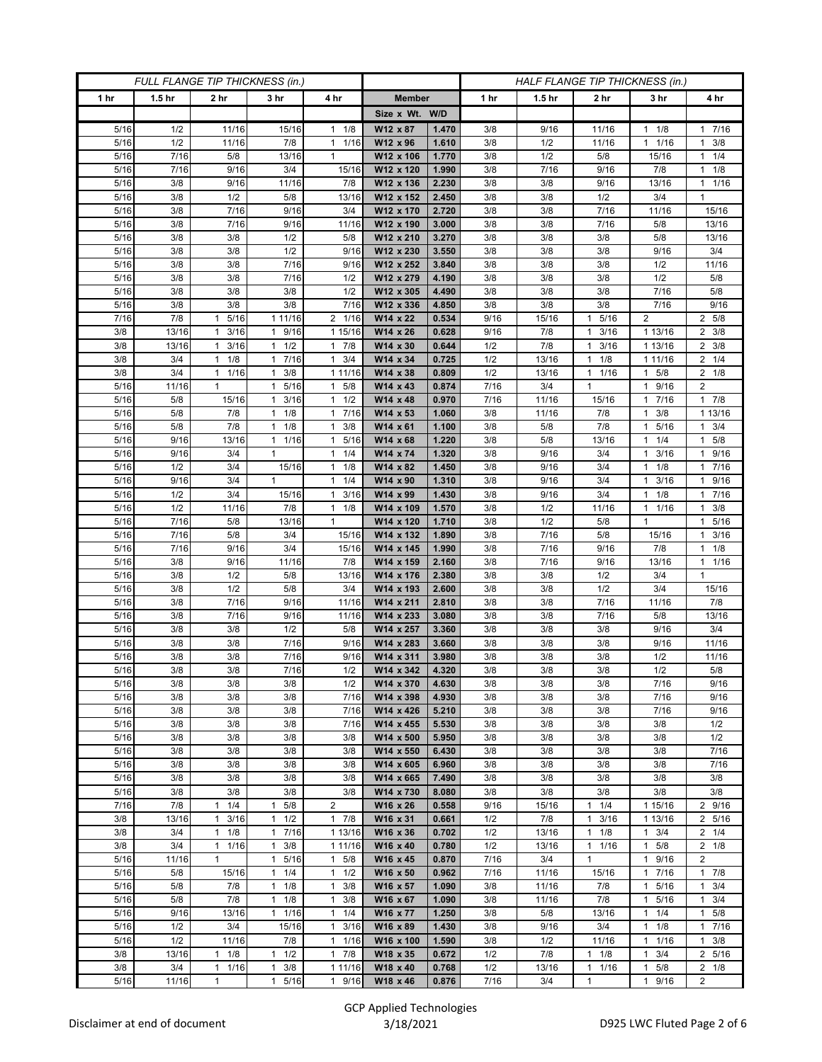| FULL FLANGE TIP THICKNESS (in.) | | | | | | | HALF FLANGE TIP THICKNESS (in.) | | | | |
|---|---|---|---|---|---|---|---|---|---|---|---|
| 1 hr | 1.5 hr | 2 hr | 3 hr | 4 hr | Member | | 1 hr | 1.5 hr | 2 hr | 3 hr | 4 hr |
| | | | | | Size x Wt. | W/D | | | | | |
| 5/16 | 1/2 | 11/16 | 15/16 | 1 1/8 | W12 x 87 | 1.470 | 3/8 | 9/16 | 11/16 | 1 1/8 | 1 7/16 |
| 5/16 | 1/2 | 11/16 | 7/8 | 1 1/16 | W12 x 96 | 1.610 | 3/8 | 1/2 | 11/16 | 1 1/16 | 1 3/8 |
| 5/16 | 7/16 | 5/8 | 13/16 | 1 | W12 x 106 | 1.770 | 3/8 | 1/2 | 5/8 | 15/16 | 1 1/4 |
| 5/16 | 7/16 | 9/16 | 3/4 | 15/16 | W12 x 120 | 1.990 | 3/8 | 7/16 | 9/16 | 7/8 | 1 1/8 |
| 5/16 | 3/8 | 9/16 | 11/16 | 7/8 | W12 x 136 | 2.230 | 3/8 | 3/8 | 9/16 | 13/16 | 1 1/16 |
| 5/16 | 3/8 | 1/2 | 5/8 | 13/16 | W12 x 152 | 2.450 | 3/8 | 3/8 | 1/2 | 3/4 | 1 |
| 5/16 | 3/8 | 7/16 | 9/16 | 3/4 | W12 x 170 | 2.720 | 3/8 | 3/8 | 7/16 | 11/16 | 15/16 |
| 5/16 | 3/8 | 7/16 | 9/16 | 11/16 | W12 x 190 | 3.000 | 3/8 | 3/8 | 7/16 | 5/8 | 13/16 |
| 5/16 | 3/8 | 3/8 | 1/2 | 5/8 | W12 x 210 | 3.270 | 3/8 | 3/8 | 3/8 | 5/8 | 13/16 |
| 5/16 | 3/8 | 3/8 | 1/2 | 9/16 | W12 x 230 | 3.550 | 3/8 | 3/8 | 3/8 | 9/16 | 3/4 |
| 5/16 | 3/8 | 3/8 | 7/16 | 9/16 | W12 x 252 | 3.840 | 3/8 | 3/8 | 3/8 | 1/2 | 11/16 |
| 5/16 | 3/8 | 3/8 | 7/16 | 1/2 | W12 x 279 | 4.190 | 3/8 | 3/8 | 3/8 | 1/2 | 5/8 |
| 5/16 | 3/8 | 3/8 | 3/8 | 1/2 | W12 x 305 | 4.490 | 3/8 | 3/8 | 3/8 | 7/16 | 5/8 |
| 5/16 | 3/8 | 3/8 | 3/8 | 7/16 | W12 x 336 | 4.850 | 3/8 | 3/8 | 3/8 | 7/16 | 9/16 |
| 7/16 | 7/8 | 1 5/16 | 1 11/16 | 2 1/16 | W14 x 22 | 0.534 | 9/16 | 15/16 | 1 5/16 | 2 | 2 5/8 |
| 3/8 | 13/16 | 1 3/16 | 1 9/16 | 1 15/16 | W14 x 26 | 0.628 | 9/16 | 7/8 | 1 3/16 | 1 13/16 | 2 3/8 |
| 3/8 | 13/16 | 1 3/16 | 1 1/2 | 1 7/8 | W14 x 30 | 0.644 | 1/2 | 7/8 | 1 3/16 | 1 13/16 | 2 3/8 |
| 3/8 | 3/4 | 1 1/8 | 1 7/16 | 1 3/4 | W14 x 34 | 0.725 | 1/2 | 13/16 | 1 1/8 | 1 11/16 | 2 1/4 |
| 3/8 | 3/4 | 1 1/16 | 1 3/8 | 1 11/16 | W14 x 38 | 0.809 | 1/2 | 13/16 | 1 1/16 | 1 5/8 | 2 1/8 |
| 5/16 | 11/16 | 1 | 1 5/16 | 1 5/8 | W14 x 43 | 0.874 | 7/16 | 3/4 | 1 | 1 9/16 | 2 |
| 5/16 | 5/8 | 15/16 | 1 3/16 | 1 1/2 | W14 x 48 | 0.970 | 7/16 | 11/16 | 15/16 | 1 7/16 | 1 7/8 |
| 5/16 | 5/8 | 7/8 | 1 1/8 | 1 7/16 | W14 x 53 | 1.060 | 3/8 | 11/16 | 7/8 | 1 3/8 | 1 13/16 |
| 5/16 | 5/8 | 7/8 | 1 1/8 | 1 3/8 | W14 x 61 | 1.100 | 3/8 | 5/8 | 7/8 | 1 5/16 | 1 3/4 |
| 5/16 | 9/16 | 13/16 | 1 1/16 | 1 5/16 | W14 x 68 | 1.220 | 3/8 | 5/8 | 13/16 | 1 1/4 | 1 5/8 |
| 5/16 | 9/16 | 3/4 | 1 | 1 1/4 | W14 x 74 | 1.320 | 3/8 | 9/16 | 3/4 | 1 3/16 | 1 9/16 |
| 5/16 | 1/2 | 3/4 | 15/16 | 1 1/8 | W14 x 82 | 1.450 | 3/8 | 9/16 | 3/4 | 1 1/8 | 1 7/16 |
| 5/16 | 9/16 | 3/4 | 1 | 1 1/4 | W14 x 90 | 1.310 | 3/8 | 9/16 | 3/4 | 1 3/16 | 1 9/16 |
| 5/16 | 1/2 | 3/4 | 15/16 | 1 3/16 | W14 x 99 | 1.430 | 3/8 | 9/16 | 3/4 | 1 1/8 | 1 7/16 |
| 5/16 | 1/2 | 11/16 | 7/8 | 1 1/8 | W14 x 109 | 1.570 | 3/8 | 1/2 | 11/16 | 1 1/16 | 1 3/8 |
| 5/16 | 7/16 | 5/8 | 13/16 | 1 | W14 x 120 | 1.710 | 3/8 | 1/2 | 5/8 | 1 | 1 5/16 |
| 5/16 | 7/16 | 5/8 | 3/4 | 15/16 | W14 x 132 | 1.890 | 3/8 | 7/16 | 5/8 | 15/16 | 1 3/16 |
| 5/16 | 7/16 | 9/16 | 3/4 | 15/16 | W14 x 145 | 1.990 | 3/8 | 7/16 | 9/16 | 7/8 | 1 1/8 |
| 5/16 | 3/8 | 9/16 | 11/16 | 7/8 | W14 x 159 | 2.160 | 3/8 | 7/16 | 9/16 | 13/16 | 1 1/16 |
| 5/16 | 3/8 | 1/2 | 5/8 | 13/16 | W14 x 176 | 2.380 | 3/8 | 3/8 | 1/2 | 3/4 | 1 |
| 5/16 | 3/8 | 1/2 | 5/8 | 3/4 | W14 x 193 | 2.600 | 3/8 | 3/8 | 1/2 | 3/4 | 15/16 |
| 5/16 | 3/8 | 7/16 | 9/16 | 11/16 | W14 x 211 | 2.810 | 3/8 | 3/8 | 7/16 | 11/16 | 7/8 |
| 5/16 | 3/8 | 7/16 | 9/16 | 11/16 | W14 x 233 | 3.080 | 3/8 | 3/8 | 7/16 | 5/8 | 13/16 |
| 5/16 | 3/8 | 3/8 | 1/2 | 5/8 | W14 x 257 | 3.360 | 3/8 | 3/8 | 3/8 | 9/16 | 3/4 |
| 5/16 | 3/8 | 3/8 | 7/16 | 9/16 | W14 x 283 | 3.660 | 3/8 | 3/8 | 3/8 | 9/16 | 11/16 |
| 5/16 | 3/8 | 3/8 | 7/16 | 9/16 | W14 x 311 | 3.980 | 3/8 | 3/8 | 3/8 | 1/2 | 11/16 |
| 5/16 | 3/8 | 3/8 | 7/16 | 1/2 | W14 x 342 | 4.320 | 3/8 | 3/8 | 3/8 | 1/2 | 5/8 |
| 5/16 | 3/8 | 3/8 | 3/8 | 1/2 | W14 x 370 | 4.630 | 3/8 | 3/8 | 3/8 | 7/16 | 9/16 |
| 5/16 | 3/8 | 3/8 | 3/8 | 7/16 | W14 x 398 | 4.930 | 3/8 | 3/8 | 3/8 | 7/16 | 9/16 |
| 5/16 | 3/8 | 3/8 | 3/8 | 7/16 | W14 x 426 | 5.210 | 3/8 | 3/8 | 3/8 | 7/16 | 9/16 |
| 5/16 | 3/8 | 3/8 | 3/8 | 7/16 | W14 x 455 | 5.530 | 3/8 | 3/8 | 3/8 | 3/8 | 1/2 |
| 5/16 | 3/8 | 3/8 | 3/8 | 3/8 | W14 x 500 | 5.950 | 3/8 | 3/8 | 3/8 | 3/8 | 1/2 |
| 5/16 | 3/8 | 3/8 | 3/8 | 3/8 | W14 x 550 | 6.430 | 3/8 | 3/8 | 3/8 | 3/8 | 7/16 |
| 5/16 | 3/8 | 3/8 | 3/8 | 3/8 | W14 x 605 | 6.960 | 3/8 | 3/8 | 3/8 | 3/8 | 7/16 |
| 5/16 | 3/8 | 3/8 | 3/8 | 3/8 | W14 x 665 | 7.490 | 3/8 | 3/8 | 3/8 | 3/8 | 3/8 |
| 5/16 | 3/8 | 3/8 | 3/8 | 3/8 | W14 x 730 | 8.080 | 3/8 | 3/8 | 3/8 | 3/8 | 3/8 |
| 7/16 | 7/8 | 1 1/4 | 1 5/8 | 2 | W16 x 26 | 0.558 | 9/16 | 15/16 | 1 1/4 | 1 15/16 | 2 9/16 |
| 3/8 | 13/16 | 1 3/16 | 1 1/2 | 1 7/8 | W16 x 31 | 0.661 | 1/2 | 7/8 | 1 3/16 | 1 13/16 | 2 5/16 |
| 3/8 | 3/4 | 1 1/8 | 1 7/16 | 1 13/16 | W16 x 36 | 0.702 | 1/2 | 13/16 | 1 1/8 | 1 3/4 | 2 1/4 |
| 3/8 | 3/4 | 1 1/16 | 1 3/8 | 1 11/16 | W16 x 40 | 0.780 | 1/2 | 13/16 | 1 1/16 | 1 5/8 | 2 1/8 |
| 5/16 | 11/16 | 1 | 1 5/16 | 1 5/8 | W16 x 45 | 0.870 | 7/16 | 3/4 | 1 | 1 9/16 | 2 |
| 5/16 | 5/8 | 15/16 | 1 1/4 | 1 1/2 | W16 x 50 | 0.962 | 7/16 | 11/16 | 15/16 | 1 7/16 | 1 7/8 |
| 5/16 | 5/8 | 7/8 | 1 1/8 | 1 3/8 | W16 x 57 | 1.090 | 3/8 | 11/16 | 7/8 | 1 5/16 | 1 3/4 |
| 5/16 | 5/8 | 7/8 | 1 1/8 | 1 3/8 | W16 x 67 | 1.090 | 3/8 | 11/16 | 7/8 | 1 5/16 | 1 3/4 |
| 5/16 | 9/16 | 13/16 | 1 1/16 | 1 1/4 | W16 x 77 | 1.250 | 3/8 | 5/8 | 13/16 | 1 1/4 | 1 5/8 |
| 5/16 | 1/2 | 3/4 | 15/16 | 1 3/16 | W16 x 89 | 1.430 | 3/8 | 9/16 | 3/4 | 1 1/8 | 1 7/16 |
| 5/16 | 1/2 | 11/16 | 7/8 | 1 1/16 | W16 x 100 | 1.590 | 3/8 | 1/2 | 11/16 | 1 1/16 | 1 3/8 |
| 3/8 | 13/16 | 1 1/8 | 1 1/2 | 1 7/8 | W18 x 35 | 0.672 | 1/2 | 7/8 | 1 1/8 | 1 3/4 | 2 5/16 |
| 3/8 | 3/4 | 1 1/16 | 1 3/8 | 1 11/16 | W18 x 40 | 0.768 | 1/2 | 13/16 | 1 1/16 | 1 5/8 | 2 1/8 |
| 5/16 | 11/16 | 1 | 1 5/16 | 1 9/16 | W18 x 46 | 0.876 | 7/16 | 3/4 | 1 | 1 9/16 | 2 |

Disclaimer at end of document

GCP Applied Technologies
3/18/2021

D925 LWC Fluted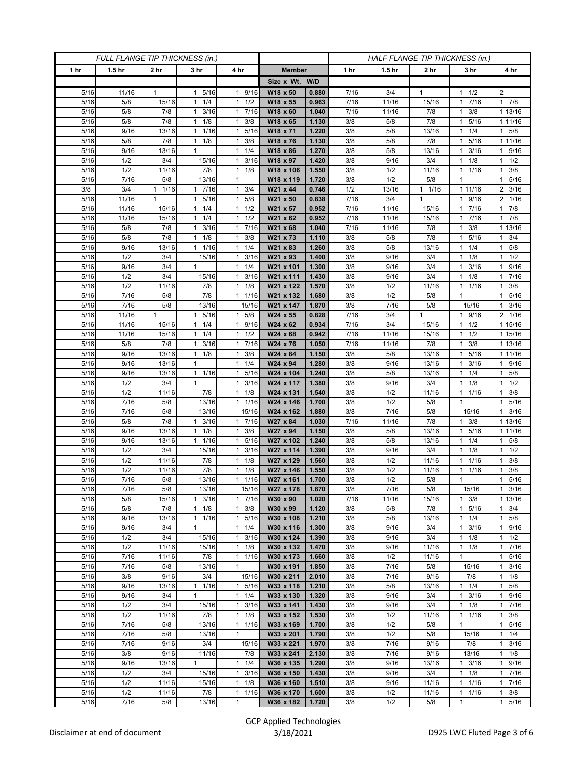| FULL FLANGE TIP THICKNESS (in.) | | | | | | | HALF FLANGE TIP THICKNESS (in.) | | | | |
|---|---|---|---|---|---|---|---|---|---|---|---|
| 1 hr | 1.5 hr | 2 hr | 3 hr | 4 hr | Member | | 1 hr | 1.5 hr | 2 hr | 3 hr | 4 hr |
| | | | | | Size x Wt. | W/D | | | | | |
| 5/16 | 11/16 | 1 | 1 5/16 | 1 9/16 | W18 x 50 | 0.880 | 7/16 | 3/4 | 1 | 1 1/2 | 2 |
| 5/16 | 5/8 | 15/16 | 1 1/4 | 1 1/2 | W18 x 55 | 0.963 | 7/16 | 11/16 | 15/16 | 1 7/16 | 1 7/8 |
| 5/16 | 5/8 | 7/8 | 1 3/16 | 1 7/16 | W18 x 60 | 1.040 | 7/16 | 11/16 | 7/8 | 1 3/8 | 1 13/16 |
| 5/16 | 5/8 | 7/8 | 1 1/8 | 1 3/8 | W18 x 65 | 1.130 | 3/8 | 5/8 | 7/8 | 1 5/16 | 1 11/16 |
| 5/16 | 9/16 | 13/16 | 1 1/16 | 1 5/16 | W18 x 71 | 1.220 | 3/8 | 5/8 | 13/16 | 1 1/4 | 1 5/8 |
| 5/16 | 5/8 | 7/8 | 1 1/8 | 1 3/8 | W18 x 76 | 1.130 | 3/8 | 5/8 | 7/8 | 1 5/16 | 1 11/16 |
| 5/16 | 9/16 | 13/16 | 1 | 1 1/4 | W18 x 86 | 1.270 | 3/8 | 5/8 | 13/16 | 1 3/16 | 1 9/16 |
| 5/16 | 1/2 | 3/4 | 15/16 | 1 3/16 | W18 x 97 | 1.420 | 3/8 | 9/16 | 3/4 | 1 1/8 | 1 1/2 |
| 5/16 | 1/2 | 11/16 | 7/8 | 1 1/8 | W18 x 106 | 1.550 | 3/8 | 1/2 | 11/16 | 1 1/16 | 1 3/8 |
| 5/16 | 7/16 | 5/8 | 13/16 | 1 | W18 x 119 | 1.720 | 3/8 | 1/2 | 5/8 | 1 | 1 5/16 |
| 3/8 | 3/4 | 1 1/16 | 1 7/16 | 1 3/4 | W21 x 44 | 0.746 | 1/2 | 13/16 | 1 1/16 | 1 11/16 | 2 3/16 |
| 5/16 | 11/16 | 1 | 1 5/16 | 1 5/8 | W21 x 50 | 0.838 | 7/16 | 3/4 | 1 | 1 9/16 | 2 1/16 |
| 5/16 | 11/16 | 15/16 | 1 1/4 | 1 1/2 | W21 x 57 | 0.952 | 7/16 | 11/16 | 15/16 | 1 7/16 | 1 7/8 |
| 5/16 | 11/16 | 15/16 | 1 1/4 | 1 1/2 | W21 x 62 | 0.952 | 7/16 | 11/16 | 15/16 | 1 7/16 | 1 7/8 |
| 5/16 | 5/8 | 7/8 | 1 3/16 | 1 7/16 | W21 x 68 | 1.040 | 7/16 | 11/16 | 7/8 | 1 3/8 | 1 13/16 |
| 5/16 | 5/8 | 7/8 | 1 1/8 | 1 3/8 | W21 x 73 | 1.110 | 3/8 | 5/8 | 7/8 | 1 5/16 | 1 3/4 |
| 5/16 | 9/16 | 13/16 | 1 1/16 | 1 1/4 | W21 x 83 | 1.260 | 3/8 | 5/8 | 13/16 | 1 1/4 | 1 5/8 |
| 5/16 | 1/2 | 3/4 | 15/16 | 1 3/16 | W21 x 93 | 1.400 | 3/8 | 9/16 | 3/4 | 1 1/8 | 1 1/2 |
| 5/16 | 9/16 | 3/4 | 1 | 1 1/4 | W21 x 101 | 1.300 | 3/8 | 9/16 | 3/4 | 1 3/16 | 1 9/16 |
| 5/16 | 1/2 | 3/4 | 15/16 | 1 3/16 | W21 x 111 | 1.430 | 3/8 | 9/16 | 3/4 | 1 1/8 | 1 7/16 |
| 5/16 | 1/2 | 11/16 | 7/8 | 1 1/8 | W21 x 122 | 1.570 | 3/8 | 1/2 | 11/16 | 1 1/16 | 1 3/8 |
| 5/16 | 7/16 | 5/8 | 7/8 | 1 1/16 | W21 x 132 | 1.680 | 3/8 | 1/2 | 5/8 | 1 | 1 5/16 |
| 5/16 | 7/16 | 5/8 | 13/16 | 15/16 | W21 x 147 | 1.870 | 3/8 | 7/16 | 5/8 | 15/16 | 1 3/16 |
| 5/16 | 11/16 | 1 | 1 5/16 | 1 5/8 | W24 x 55 | 0.828 | 7/16 | 3/4 | 1 | 1 9/16 | 2 1/16 |
| 5/16 | 11/16 | 15/16 | 1 1/4 | 1 9/16 | W24 x 62 | 0.934 | 7/16 | 3/4 | 15/16 | 1 1/2 | 1 15/16 |
| 5/16 | 11/16 | 15/16 | 1 1/4 | 1 1/2 | W24 x 68 | 0.942 | 7/16 | 11/16 | 15/16 | 1 1/2 | 1 15/16 |
| 5/16 | 5/8 | 7/8 | 1 3/16 | 1 7/16 | W24 x 76 | 1.050 | 7/16 | 11/16 | 7/8 | 1 3/8 | 1 13/16 |
| 5/16 | 9/16 | 13/16 | 1 1/8 | 1 3/8 | W24 x 84 | 1.150 | 3/8 | 5/8 | 13/16 | 1 5/16 | 1 11/16 |
| 5/16 | 9/16 | 13/16 | 1 | 1 1/4 | W24 x 94 | 1.280 | 3/8 | 9/16 | 13/16 | 1 3/16 | 1 9/16 |
| 5/16 | 9/16 | 13/16 | 1 1/16 | 1 5/16 | W24 x 104 | 1.240 | 3/8 | 5/8 | 13/16 | 1 1/4 | 1 5/8 |
| 5/16 | 1/2 | 3/4 | 1 | 1 3/16 | W24 x 117 | 1.380 | 3/8 | 9/16 | 3/4 | 1 1/8 | 1 1/2 |
| 5/16 | 1/2 | 11/16 | 7/8 | 1 1/8 | W24 x 131 | 1.540 | 3/8 | 1/2 | 11/16 | 1 1/16 | 1 3/8 |
| 5/16 | 7/16 | 5/8 | 13/16 | 1 1/16 | W24 x 146 | 1.700 | 3/8 | 1/2 | 5/8 | 1 | 1 5/16 |
| 5/16 | 7/16 | 5/8 | 13/16 | 15/16 | W24 x 162 | 1.880 | 3/8 | 7/16 | 5/8 | 15/16 | 1 3/16 |
| 5/16 | 5/8 | 7/8 | 1 3/16 | 1 7/16 | W27 x 84 | 1.030 | 7/16 | 11/16 | 7/8 | 1 3/8 | 1 13/16 |
| 5/16 | 9/16 | 13/16 | 1 1/8 | 1 3/8 | W27 x 94 | 1.150 | 3/8 | 5/8 | 13/16 | 1 5/16 | 1 11/16 |
| 5/16 | 9/16 | 13/16 | 1 1/16 | 1 5/16 | W27 x 102 | 1.240 | 3/8 | 5/8 | 13/16 | 1 1/4 | 1 5/8 |
| 5/16 | 1/2 | 3/4 | 15/16 | 1 3/16 | W27 x 114 | 1.390 | 3/8 | 9/16 | 3/4 | 1 1/8 | 1 1/2 |
| 5/16 | 1/2 | 11/16 | 7/8 | 1 1/8 | W27 x 129 | 1.560 | 3/8 | 1/2 | 11/16 | 1 1/16 | 1 3/8 |
| 5/16 | 1/2 | 11/16 | 7/8 | 1 1/8 | W27 x 146 | 1.550 | 3/8 | 1/2 | 11/16 | 1 1/16 | 1 3/8 |
| 5/16 | 7/16 | 5/8 | 13/16 | 1 1/16 | W27 x 161 | 1.700 | 3/8 | 1/2 | 5/8 | 1 | 1 5/16 |
| 5/16 | 7/16 | 5/8 | 13/16 | 15/16 | W27 x 178 | 1.870 | 3/8 | 7/16 | 5/8 | 15/16 | 1 3/16 |
| 5/16 | 5/8 | 15/16 | 1 3/16 | 1 7/16 | W30 x 90 | 1.020 | 7/16 | 11/16 | 15/16 | 1 3/8 | 1 13/16 |
| 5/16 | 5/8 | 7/8 | 1 1/8 | 1 3/8 | W30 x 99 | 1.120 | 3/8 | 5/8 | 7/8 | 1 5/16 | 1 3/4 |
| 5/16 | 9/16 | 13/16 | 1 1/16 | 1 5/16 | W30 x 108 | 1.210 | 3/8 | 5/8 | 13/16 | 1 1/4 | 1 5/8 |
| 5/16 | 9/16 | 3/4 | 1 | 1 1/4 | W30 x 116 | 1.300 | 3/8 | 9/16 | 3/4 | 1 3/16 | 1 9/16 |
| 5/16 | 1/2 | 3/4 | 15/16 | 1 3/16 | W30 x 124 | 1.390 | 3/8 | 9/16 | 3/4 | 1 1/8 | 1 1/2 |
| 5/16 | 1/2 | 11/16 | 15/16 | 1 1/8 | W30 x 132 | 1.470 | 3/8 | 9/16 | 11/16 | 1 1/8 | 1 7/16 |
| 5/16 | 7/16 | 11/16 | 7/8 | 1 1/16 | W30 x 173 | 1.660 | 3/8 | 1/2 | 11/16 | 1 | 1 5/16 |
| 5/16 | 7/16 | 5/8 | 13/16 | 1 | W30 x 191 | 1.850 | 3/8 | 7/16 | 5/8 | 15/16 | 1 3/16 |
| 5/16 | 3/8 | 9/16 | 3/4 | 15/16 | W30 x 211 | 2.010 | 3/8 | 7/16 | 9/16 | 7/8 | 1 1/8 |
| 5/16 | 9/16 | 13/16 | 1 1/16 | 1 5/16 | W33 x 118 | 1.210 | 3/8 | 5/8 | 13/16 | 1 1/4 | 1 5/8 |
| 5/16 | 9/16 | 3/4 | 1 | 1 1/4 | W33 x 130 | 1.320 | 3/8 | 9/16 | 3/4 | 1 3/16 | 1 9/16 |
| 5/16 | 1/2 | 3/4 | 15/16 | 1 3/16 | W33 x 141 | 1.430 | 3/8 | 9/16 | 3/4 | 1 1/8 | 1 7/16 |
| 5/16 | 1/2 | 11/16 | 7/8 | 1 1/8 | W33 x 152 | 1.530 | 3/8 | 1/2 | 11/16 | 1 1/16 | 1 3/8 |
| 5/16 | 7/16 | 5/8 | 13/16 | 1 1/16 | W33 x 169 | 1.700 | 3/8 | 1/2 | 5/8 | 1 | 1 5/16 |
| 5/16 | 7/16 | 5/8 | 13/16 | 1 | W33 x 201 | 1.790 | 3/8 | 1/2 | 5/8 | 15/16 | 1 1/4 |
| 5/16 | 7/16 | 9/16 | 3/4 | 15/16 | W33 x 221 | 1.970 | 3/8 | 7/16 | 9/16 | 7/8 | 1 3/16 |
| 5/16 | 3/8 | 9/16 | 11/16 | 7/8 | W33 x 241 | 2.130 | 3/8 | 7/16 | 9/16 | 13/16 | 1 1/8 |
| 5/16 | 9/16 | 13/16 | 1 | 1 1/4 | W36 x 135 | 1.290 | 3/8 | 9/16 | 13/16 | 1 3/16 | 1 9/16 |
| 5/16 | 1/2 | 3/4 | 15/16 | 1 3/16 | W36 x 150 | 1.430 | 3/8 | 9/16 | 3/4 | 1 1/8 | 1 7/16 |
| 5/16 | 1/2 | 11/16 | 15/16 | 1 1/8 | W36 x 160 | 1.510 | 3/8 | 9/16 | 11/16 | 1 1/16 | 1 7/16 |
| 5/16 | 1/2 | 11/16 | 7/8 | 1 1/16 | W36 x 170 | 1.600 | 3/8 | 1/2 | 11/16 | 1 1/16 | 1 3/8 |
| 5/16 | 7/16 | 5/8 | 13/16 | 1 | W36 x 182 | 1.720 | 3/8 | 1/2 | 5/8 | 1 | 1 5/16 |

Disclaimer at end of document

GCP Applied Technologies
3/18/2021

D925 LWC Fluted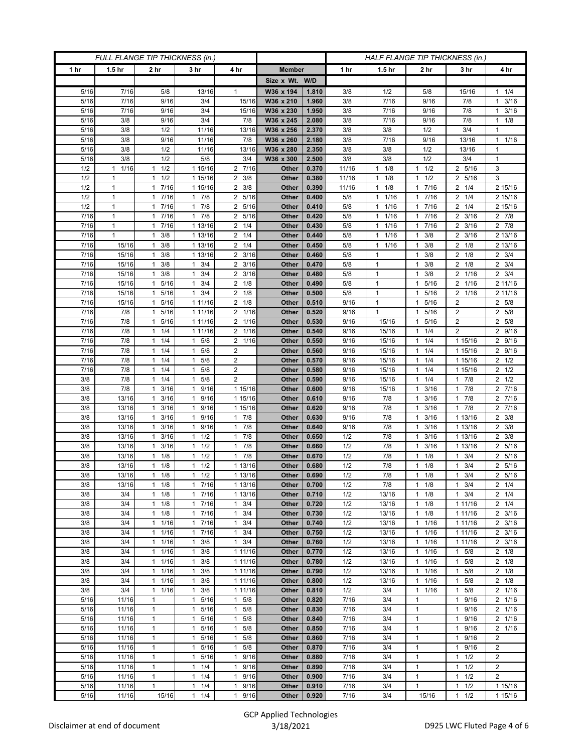| FULL FLANGE TIP THICKNESS (in.) | | | | | | | HALF FLANGE TIP THICKNESS (in.) | | | | |
|---|---|---|---|---|---|---|---|---|---|---|---|
| 1 hr | 1.5 hr | 2 hr | 3 hr | 4 hr | Member | | 1 hr | 1.5 hr | 2 hr | 3 hr | 4 hr |
| | | | | | Size x Wt. | W/D | | | | | |
| 5/16 | 7/16 | 5/8 | 13/16 | 1 | W36 x 194 | 1.810 | 3/8 | 1/2 | 5/8 | 15/16 | 1 1/4 |
| 5/16 | 7/16 | 9/16 | 3/4 | 15/16 | W36 x 210 | 1.960 | 3/8 | 7/16 | 9/16 | 7/8 | 1 3/16 |
| 5/16 | 7/16 | 9/16 | 3/4 | 15/16 | W36 x 230 | 1.950 | 3/8 | 7/16 | 9/16 | 7/8 | 1 3/16 |
| 5/16 | 3/8 | 9/16 | 3/4 | 7/8 | W36 x 245 | 2.080 | 3/8 | 7/16 | 9/16 | 7/8 | 1 1/8 |
| 5/16 | 3/8 | 1/2 | 11/16 | 13/16 | W36 x 256 | 2.370 | 3/8 | 3/8 | 1/2 | 3/4 | 1 |
| 5/16 | 3/8 | 9/16 | 11/16 | 7/8 | W36 x 260 | 2.180 | 3/8 | 7/16 | 9/16 | 13/16 | 1 1/16 |
| 5/16 | 3/8 | 1/2 | 11/16 | 13/16 | W36 x 280 | 2.350 | 3/8 | 3/8 | 1/2 | 13/16 | 1 |
| 5/16 | 3/8 | 1/2 | 5/8 | 3/4 | W36 x 300 | 2.500 | 3/8 | 3/8 | 1/2 | 3/4 | 1 |
| 1/2 | 1 1/16 | 1 1/2 | 1 15/16 | 2 7/16 | Other | 0.370 | 11/16 | 1 1/8 | 1 1/2 | 2 5/16 | 3 |
| 1/2 | 1 | 1 1/2 | 1 15/16 | 2 3/8 | Other | 0.380 | 11/16 | 1 1/8 | 1 1/2 | 2 5/16 | 3 |
| 1/2 | 1 | 1 7/16 | 1 15/16 | 2 3/8 | Other | 0.390 | 11/16 | 1 1/8 | 1 7/16 | 2 1/4 | 2 15/16 |
| 1/2 | 1 | 1 7/16 | 1 7/8 | 2 5/16 | Other | 0.400 | 5/8 | 1 1/16 | 1 7/16 | 2 1/4 | 2 15/16 |
| 1/2 | 1 | 1 7/16 | 1 7/8 | 2 5/16 | Other | 0.410 | 5/8 | 1 1/16 | 1 7/16 | 2 1/4 | 2 15/16 |
| 7/16 | 1 | 1 7/16 | 1 7/8 | 2 5/16 | Other | 0.420 | 5/8 | 1 1/16 | 1 7/16 | 2 3/16 | 2 7/8 |
| 7/16 | 1 | 1 7/16 | 1 13/16 | 2 1/4 | Other | 0.430 | 5/8 | 1 1/16 | 1 7/16 | 2 3/16 | 2 7/8 |
| 7/16 | 1 | 1 3/8 | 1 13/16 | 2 1/4 | Other | 0.440 | 5/8 | 1 1/16 | 1 3/8 | 2 3/16 | 2 13/16 |
| 7/16 | 15/16 | 1 3/8 | 1 13/16 | 2 1/4 | Other | 0.450 | 5/8 | 1 1/16 | 1 3/8 | 2 1/8 | 2 13/16 |
| 7/16 | 15/16 | 1 3/8 | 1 13/16 | 2 3/16 | Other | 0.460 | 5/8 | 1 | 1 3/8 | 2 1/8 | 2 3/4 |
| 7/16 | 15/16 | 1 3/8 | 1 3/4 | 2 3/16 | Other | 0.470 | 5/8 | 1 | 1 3/8 | 2 1/8 | 2 3/4 |
| 7/16 | 15/16 | 1 3/8 | 1 3/4 | 2 3/16 | Other | 0.480 | 5/8 | 1 | 1 3/8 | 2 1/16 | 2 3/4 |
| 7/16 | 15/16 | 1 5/16 | 1 3/4 | 2 1/8 | Other | 0.490 | 5/8 | 1 | 1 5/16 | 2 1/16 | 2 11/16 |
| 7/16 | 15/16 | 1 5/16 | 1 3/4 | 2 1/8 | Other | 0.500 | 5/8 | 1 | 1 5/16 | 2 1/16 | 2 11/16 |
| 7/16 | 15/16 | 1 5/16 | 1 11/16 | 2 1/8 | Other | 0.510 | 9/16 | 1 | 1 5/16 | 2 | 2 5/8 |
| 7/16 | 7/8 | 1 5/16 | 1 11/16 | 2 1/16 | Other | 0.520 | 9/16 | 1 | 1 5/16 | 2 | 2 5/8 |
| 7/16 | 7/8 | 1 5/16 | 1 11/16 | 2 1/16 | Other | 0.530 | 9/16 | 15/16 | 1 5/16 | 2 | 2 5/8 |
| 7/16 | 7/8 | 1 1/4 | 1 11/16 | 2 1/16 | Other | 0.540 | 9/16 | 15/16 | 1 1/4 | 2 | 2 9/16 |
| 7/16 | 7/8 | 1 1/4 | 1 5/8 | 2 1/16 | Other | 0.550 | 9/16 | 15/16 | 1 1/4 | 1 15/16 | 2 9/16 |
| 7/16 | 7/8 | 1 1/4 | 1 5/8 | 2 | Other | 0.560 | 9/16 | 15/16 | 1 1/4 | 1 15/16 | 2 9/16 |
| 7/16 | 7/8 | 1 1/4 | 1 5/8 | 2 | Other | 0.570 | 9/16 | 15/16 | 1 1/4 | 1 15/16 | 2 1/2 |
| 7/16 | 7/8 | 1 1/4 | 1 5/8 | 2 | Other | 0.580 | 9/16 | 15/16 | 1 1/4 | 1 15/16 | 2 1/2 |
| 3/8 | 7/8 | 1 1/4 | 1 5/8 | 2 | Other | 0.590 | 9/16 | 15/16 | 1 1/4 | 1 7/8 | 2 1/2 |
| 3/8 | 7/8 | 1 3/16 | 1 9/16 | 1 15/16 | Other | 0.600 | 9/16 | 15/16 | 1 3/16 | 1 7/8 | 2 7/16 |
| 3/8 | 13/16 | 1 3/16 | 1 9/16 | 1 15/16 | Other | 0.610 | 9/16 | 7/8 | 1 3/16 | 1 7/8 | 2 7/16 |
| 3/8 | 13/16 | 1 3/16 | 1 9/16 | 1 15/16 | Other | 0.620 | 9/16 | 7/8 | 1 3/16 | 1 7/8 | 2 7/16 |
| 3/8 | 13/16 | 1 3/16 | 1 9/16 | 1 7/8 | Other | 0.630 | 9/16 | 7/8 | 1 3/16 | 1 13/16 | 2 3/8 |
| 3/8 | 13/16 | 1 3/16 | 1 9/16 | 1 7/8 | Other | 0.640 | 9/16 | 7/8 | 1 3/16 | 1 13/16 | 2 3/8 |
| 3/8 | 13/16 | 1 3/16 | 1 1/2 | 1 7/8 | Other | 0.650 | 1/2 | 7/8 | 1 3/16 | 1 13/16 | 2 3/8 |
| 3/8 | 13/16 | 1 3/16 | 1 1/2 | 1 7/8 | Other | 0.660 | 1/2 | 7/8 | 1 3/16 | 1 13/16 | 2 5/16 |
| 3/8 | 13/16 | 1 1/8 | 1 1/2 | 1 7/8 | Other | 0.670 | 1/2 | 7/8 | 1 1/8 | 1 3/4 | 2 5/16 |
| 3/8 | 13/16 | 1 1/8 | 1 1/2 | 1 13/16 | Other | 0.680 | 1/2 | 7/8 | 1 1/8 | 1 3/4 | 2 5/16 |
| 3/8 | 13/16 | 1 1/8 | 1 1/2 | 1 13/16 | Other | 0.690 | 1/2 | 7/8 | 1 1/8 | 1 3/4 | 2 5/16 |
| 3/8 | 13/16 | 1 1/8 | 1 7/16 | 1 13/16 | Other | 0.700 | 1/2 | 7/8 | 1 1/8 | 1 3/4 | 2 1/4 |
| 3/8 | 3/4 | 1 1/8 | 1 7/16 | 1 13/16 | Other | 0.710 | 1/2 | 13/16 | 1 1/8 | 1 3/4 | 2 1/4 |
| 3/8 | 3/4 | 1 1/8 | 1 7/16 | 1 3/4 | Other | 0.720 | 1/2 | 13/16 | 1 1/8 | 1 11/16 | 2 1/4 |
| 3/8 | 3/4 | 1 1/8 | 1 7/16 | 1 3/4 | Other | 0.730 | 1/2 | 13/16 | 1 1/8 | 1 11/16 | 2 3/16 |
| 3/8 | 3/4 | 1 1/16 | 1 7/16 | 1 3/4 | Other | 0.740 | 1/2 | 13/16 | 1 1/16 | 1 11/16 | 2 3/16 |
| 3/8 | 3/4 | 1 1/16 | 1 7/16 | 1 3/4 | Other | 0.750 | 1/2 | 13/16 | 1 1/16 | 1 11/16 | 2 3/16 |
| 3/8 | 3/4 | 1 1/16 | 1 3/8 | 1 3/4 | Other | 0.760 | 1/2 | 13/16 | 1 1/16 | 1 11/16 | 2 3/16 |
| 3/8 | 3/4 | 1 1/16 | 1 3/8 | 1 11/16 | Other | 0.770 | 1/2 | 13/16 | 1 1/16 | 1 5/8 | 2 1/8 |
| 3/8 | 3/4 | 1 1/16 | 1 3/8 | 1 11/16 | Other | 0.780 | 1/2 | 13/16 | 1 1/16 | 1 5/8 | 2 1/8 |
| 3/8 | 3/4 | 1 1/16 | 1 3/8 | 1 11/16 | Other | 0.790 | 1/2 | 13/16 | 1 1/16 | 1 5/8 | 2 1/8 |
| 3/8 | 3/4 | 1 1/16 | 1 3/8 | 1 11/16 | Other | 0.800 | 1/2 | 13/16 | 1 1/16 | 1 5/8 | 2 1/8 |
| 3/8 | 3/4 | 1 1/16 | 1 3/8 | 1 11/16 | Other | 0.810 | 1/2 | 3/4 | 1 1/16 | 1 5/8 | 2 1/16 |
| 5/16 | 11/16 | 1 | 1 5/16 | 1 5/8 | Other | 0.820 | 7/16 | 3/4 | 1 | 1 9/16 | 2 1/16 |
| 5/16 | 11/16 | 1 | 1 5/16 | 1 5/8 | Other | 0.830 | 7/16 | 3/4 | 1 | 1 9/16 | 2 1/16 |
| 5/16 | 11/16 | 1 | 1 5/16 | 1 5/8 | Other | 0.840 | 7/16 | 3/4 | 1 | 1 9/16 | 2 1/16 |
| 5/16 | 11/16 | 1 | 1 5/16 | 1 5/8 | Other | 0.850 | 7/16 | 3/4 | 1 | 1 9/16 | 2 1/16 |
| 5/16 | 11/16 | 1 | 1 5/16 | 1 5/8 | Other | 0.860 | 7/16 | 3/4 | 1 | 1 9/16 | 2 |
| 5/16 | 11/16 | 1 | 1 5/16 | 1 5/8 | Other | 0.870 | 7/16 | 3/4 | 1 | 1 9/16 | 2 |
| 5/16 | 11/16 | 1 | 1 5/16 | 1 9/16 | Other | 0.880 | 7/16 | 3/4 | 1 | 1 1/2 | 2 |
| 5/16 | 11/16 | 1 | 1 1/4 | 1 9/16 | Other | 0.890 | 7/16 | 3/4 | 1 | 1 1/2 | 2 |
| 5/16 | 11/16 | 1 | 1 1/4 | 1 9/16 | Other | 0.900 | 7/16 | 3/4 | 1 | 1 1/2 | 2 |
| 5/16 | 11/16 | 1 | 1 1/4 | 1 9/16 | Other | 0.910 | 7/16 | 3/4 | 1 | 1 1/2 | 1 15/16 |
| 5/16 | 11/16 | 15/16 | 1 1/4 | 1 9/16 | Other | 0.920 | 7/16 | 3/4 | 15/16 | 1 1/2 | 1 15/16 |

Disclaimer at end of document

GCP Applied Technologies
3/18/2021

D925 LWC Fluted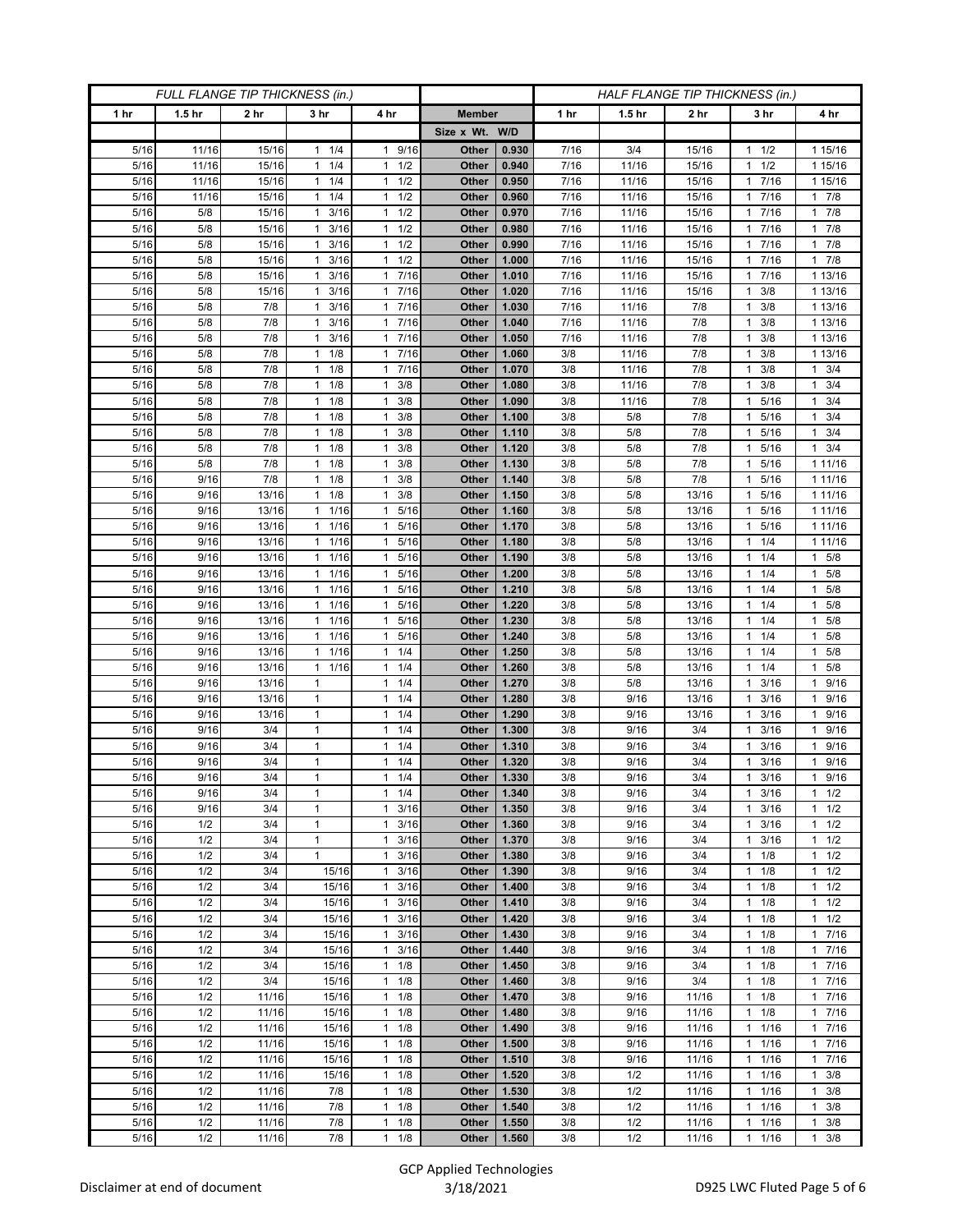| FULL FLANGE TIP THICKNESS (in.) | | | | | | | HALF FLANGE TIP THICKNESS (in.) | | | | |
|---|---|---|---|---|---|---|---|---|---|---|---|
| 1 hr | 1.5 hr | 2 hr | 3 hr | 4 hr | Member | | 1 hr | 1.5 hr | 2 hr | 3 hr | 4 hr |
| | | | | | Size x Wt. | W/D | | | | | |
| 5/16 | 11/16 | 15/16 | 1 1/4 | 1 9/16 | Other | 0.930 | 7/16 | 3/4 | 15/16 | 1 1/2 | 1 15/16 |
| 5/16 | 11/16 | 15/16 | 1 1/4 | 1 1/2 | Other | 0.940 | 7/16 | 11/16 | 15/16 | 1 1/2 | 1 15/16 |
| 5/16 | 11/16 | 15/16 | 1 1/4 | 1 1/2 | Other | 0.950 | 7/16 | 11/16 | 15/16 | 1 7/16 | 1 15/16 |
| 5/16 | 11/16 | 15/16 | 1 1/4 | 1 1/2 | Other | 0.960 | 7/16 | 11/16 | 15/16 | 1 7/16 | 1 7/8 |
| 5/16 | 5/8 | 15/16 | 1 3/16 | 1 1/2 | Other | 0.970 | 7/16 | 11/16 | 15/16 | 1 7/16 | 1 7/8 |
| 5/16 | 5/8 | 15/16 | 1 3/16 | 1 1/2 | Other | 0.980 | 7/16 | 11/16 | 15/16 | 1 7/16 | 1 7/8 |
| 5/16 | 5/8 | 15/16 | 1 3/16 | 1 1/2 | Other | 0.990 | 7/16 | 11/16 | 15/16 | 1 7/16 | 1 7/8 |
| 5/16 | 5/8 | 15/16 | 1 3/16 | 1 1/2 | Other | 1.000 | 7/16 | 11/16 | 15/16 | 1 7/16 | 1 7/8 |
| 5/16 | 5/8 | 15/16 | 1 3/16 | 1 7/16 | Other | 1.010 | 7/16 | 11/16 | 15/16 | 1 7/16 | 1 13/16 |
| 5/16 | 5/8 | 15/16 | 1 3/16 | 1 7/16 | Other | 1.020 | 7/16 | 11/16 | 15/16 | 1 3/8 | 1 13/16 |
| 5/16 | 5/8 | 7/8 | 1 3/16 | 1 7/16 | Other | 1.030 | 7/16 | 11/16 | 7/8 | 1 3/8 | 1 13/16 |
| 5/16 | 5/8 | 7/8 | 1 3/16 | 1 7/16 | Other | 1.040 | 7/16 | 11/16 | 7/8 | 1 3/8 | 1 13/16 |
| 5/16 | 5/8 | 7/8 | 1 3/16 | 1 7/16 | Other | 1.050 | 7/16 | 11/16 | 7/8 | 1 3/8 | 1 13/16 |
| 5/16 | 5/8 | 7/8 | 1 1/8 | 1 7/16 | Other | 1.060 | 3/8 | 11/16 | 7/8 | 1 3/8 | 1 13/16 |
| 5/16 | 5/8 | 7/8 | 1 1/8 | 1 7/16 | Other | 1.070 | 3/8 | 11/16 | 7/8 | 1 3/8 | 1 3/4 |
| 5/16 | 5/8 | 7/8 | 1 1/8 | 1 3/8 | Other | 1.080 | 3/8 | 11/16 | 7/8 | 1 3/8 | 1 3/4 |
| 5/16 | 5/8 | 7/8 | 1 1/8 | 1 3/8 | Other | 1.090 | 3/8 | 11/16 | 7/8 | 1 5/16 | 1 3/4 |
| 5/16 | 5/8 | 7/8 | 1 1/8 | 1 3/8 | Other | 1.100 | 3/8 | 5/8 | 7/8 | 1 5/16 | 1 3/4 |
| 5/16 | 5/8 | 7/8 | 1 1/8 | 1 3/8 | Other | 1.110 | 3/8 | 5/8 | 7/8 | 1 5/16 | 1 3/4 |
| 5/16 | 5/8 | 7/8 | 1 1/8 | 1 3/8 | Other | 1.120 | 3/8 | 5/8 | 7/8 | 1 5/16 | 1 3/4 |
| 5/16 | 5/8 | 7/8 | 1 1/8 | 1 3/8 | Other | 1.130 | 3/8 | 5/8 | 7/8 | 1 5/16 | 1 11/16 |
| 5/16 | 9/16 | 7/8 | 1 1/8 | 1 3/8 | Other | 1.140 | 3/8 | 5/8 | 7/8 | 1 5/16 | 1 11/16 |
| 5/16 | 9/16 | 13/16 | 1 1/8 | 1 3/8 | Other | 1.150 | 3/8 | 5/8 | 13/16 | 1 5/16 | 1 11/16 |
| 5/16 | 9/16 | 13/16 | 1 1/16 | 1 5/16 | Other | 1.160 | 3/8 | 5/8 | 13/16 | 1 5/16 | 1 11/16 |
| 5/16 | 9/16 | 13/16 | 1 1/16 | 1 5/16 | Other | 1.170 | 3/8 | 5/8 | 13/16 | 1 5/16 | 1 11/16 |
| 5/16 | 9/16 | 13/16 | 1 1/16 | 1 5/16 | Other | 1.180 | 3/8 | 5/8 | 13/16 | 1 1/4 | 1 11/16 |
| 5/16 | 9/16 | 13/16 | 1 1/16 | 1 5/16 | Other | 1.190 | 3/8 | 5/8 | 13/16 | 1 1/4 | 1 5/8 |
| 5/16 | 9/16 | 13/16 | 1 1/16 | 1 5/16 | Other | 1.200 | 3/8 | 5/8 | 13/16 | 1 1/4 | 1 5/8 |
| 5/16 | 9/16 | 13/16 | 1 1/16 | 1 5/16 | Other | 1.210 | 3/8 | 5/8 | 13/16 | 1 1/4 | 1 5/8 |
| 5/16 | 9/16 | 13/16 | 1 1/16 | 1 5/16 | Other | 1.220 | 3/8 | 5/8 | 13/16 | 1 1/4 | 1 5/8 |
| 5/16 | 9/16 | 13/16 | 1 1/16 | 1 5/16 | Other | 1.230 | 3/8 | 5/8 | 13/16 | 1 1/4 | 1 5/8 |
| 5/16 | 9/16 | 13/16 | 1 1/16 | 1 5/16 | Other | 1.240 | 3/8 | 5/8 | 13/16 | 1 1/4 | 1 5/8 |
| 5/16 | 9/16 | 13/16 | 1 1/16 | 1 1/4 | Other | 1.250 | 3/8 | 5/8 | 13/16 | 1 1/4 | 1 5/8 |
| 5/16 | 9/16 | 13/16 | 1 1/16 | 1 1/4 | Other | 1.260 | 3/8 | 5/8 | 13/16 | 1 1/4 | 1 5/8 |
| 5/16 | 9/16 | 13/16 | 1 | 1 1/4 | Other | 1.270 | 3/8 | 5/8 | 13/16 | 1 3/16 | 1 9/16 |
| 5/16 | 9/16 | 13/16 | 1 | 1 1/4 | Other | 1.280 | 3/8 | 9/16 | 13/16 | 1 3/16 | 1 9/16 |
| 5/16 | 9/16 | 13/16 | 1 | 1 1/4 | Other | 1.290 | 3/8 | 9/16 | 13/16 | 1 3/16 | 1 9/16 |
| 5/16 | 9/16 | 3/4 | 1 | 1 1/4 | Other | 1.300 | 3/8 | 9/16 | 3/4 | 1 3/16 | 1 9/16 |
| 5/16 | 9/16 | 3/4 | 1 | 1 1/4 | Other | 1.310 | 3/8 | 9/16 | 3/4 | 1 3/16 | 1 9/16 |
| 5/16 | 9/16 | 3/4 | 1 | 1 1/4 | Other | 1.320 | 3/8 | 9/16 | 3/4 | 1 3/16 | 1 9/16 |
| 5/16 | 9/16 | 3/4 | 1 | 1 1/4 | Other | 1.330 | 3/8 | 9/16 | 3/4 | 1 3/16 | 1 9/16 |
| 5/16 | 9/16 | 3/4 | 1 | 1 1/4 | Other | 1.340 | 3/8 | 9/16 | 3/4 | 1 3/16 | 1 1/2 |
| 5/16 | 9/16 | 3/4 | 1 | 1 3/16 | Other | 1.350 | 3/8 | 9/16 | 3/4 | 1 3/16 | 1 1/2 |
| 5/16 | 1/2 | 3/4 | 1 | 1 3/16 | Other | 1.360 | 3/8 | 9/16 | 3/4 | 1 3/16 | 1 1/2 |
| 5/16 | 1/2 | 3/4 | 1 | 1 3/16 | Other | 1.370 | 3/8 | 9/16 | 3/4 | 1 3/16 | 1 1/2 |
| 5/16 | 1/2 | 3/4 | 1 | 1 3/16 | Other | 1.380 | 3/8 | 9/16 | 3/4 | 1 1/8 | 1 1/2 |
| 5/16 | 1/2 | 3/4 | 15/16 | 1 3/16 | Other | 1.390 | 3/8 | 9/16 | 3/4 | 1 1/8 | 1 1/2 |
| 5/16 | 1/2 | 3/4 | 15/16 | 1 3/16 | Other | 1.400 | 3/8 | 9/16 | 3/4 | 1 1/8 | 1 1/2 |
| 5/16 | 1/2 | 3/4 | 15/16 | 1 3/16 | Other | 1.410 | 3/8 | 9/16 | 3/4 | 1 1/8 | 1 1/2 |
| 5/16 | 1/2 | 3/4 | 15/16 | 1 3/16 | Other | 1.420 | 3/8 | 9/16 | 3/4 | 1 1/8 | 1 1/2 |
| 5/16 | 1/2 | 3/4 | 15/16 | 1 3/16 | Other | 1.430 | 3/8 | 9/16 | 3/4 | 1 1/8 | 1 7/16 |
| 5/16 | 1/2 | 3/4 | 15/16 | 1 3/16 | Other | 1.440 | 3/8 | 9/16 | 3/4 | 1 1/8 | 1 7/16 |
| 5/16 | 1/2 | 3/4 | 15/16 | 1 1/8 | Other | 1.450 | 3/8 | 9/16 | 3/4 | 1 1/8 | 1 7/16 |
| 5/16 | 1/2 | 3/4 | 15/16 | 1 1/8 | Other | 1.460 | 3/8 | 9/16 | 3/4 | 1 1/8 | 1 7/16 |
| 5/16 | 1/2 | 11/16 | 15/16 | 1 1/8 | Other | 1.470 | 3/8 | 9/16 | 11/16 | 1 1/8 | 1 7/16 |
| 5/16 | 1/2 | 11/16 | 15/16 | 1 1/8 | Other | 1.480 | 3/8 | 9/16 | 11/16 | 1 1/8 | 1 7/16 |
| 5/16 | 1/2 | 11/16 | 15/16 | 1 1/8 | Other | 1.490 | 3/8 | 9/16 | 11/16 | 1 1/16 | 1 7/16 |
| 5/16 | 1/2 | 11/16 | 15/16 | 1 1/8 | Other | 1.500 | 3/8 | 9/16 | 11/16 | 1 1/16 | 1 7/16 |
| 5/16 | 1/2 | 11/16 | 15/16 | 1 1/8 | Other | 1.510 | 3/8 | 9/16 | 11/16 | 1 1/16 | 1 7/16 |
| 5/16 | 1/2 | 11/16 | 15/16 | 1 1/8 | Other | 1.520 | 3/8 | 1/2 | 11/16 | 1 1/16 | 1 3/8 |
| 5/16 | 1/2 | 11/16 | 7/8 | 1 1/8 | Other | 1.530 | 3/8 | 1/2 | 11/16 | 1 1/16 | 1 3/8 |
| 5/16 | 1/2 | 11/16 | 7/8 | 1 1/8 | Other | 1.540 | 3/8 | 1/2 | 11/16 | 1 1/16 | 1 3/8 |
| 5/16 | 1/2 | 11/16 | 7/8 | 1 1/8 | Other | 1.550 | 3/8 | 1/2 | 11/16 | 1 1/16 | 1 3/8 |
| 5/16 | 1/2 | 11/16 | 7/8 | 1 1/8 | Other | 1.560 | 3/8 | 1/2 | 11/16 | 1 1/16 | 1 3/8 |

Disclaimer at end of document

GCP Applied Technologies
3/18/2021

D925 LWC Fluted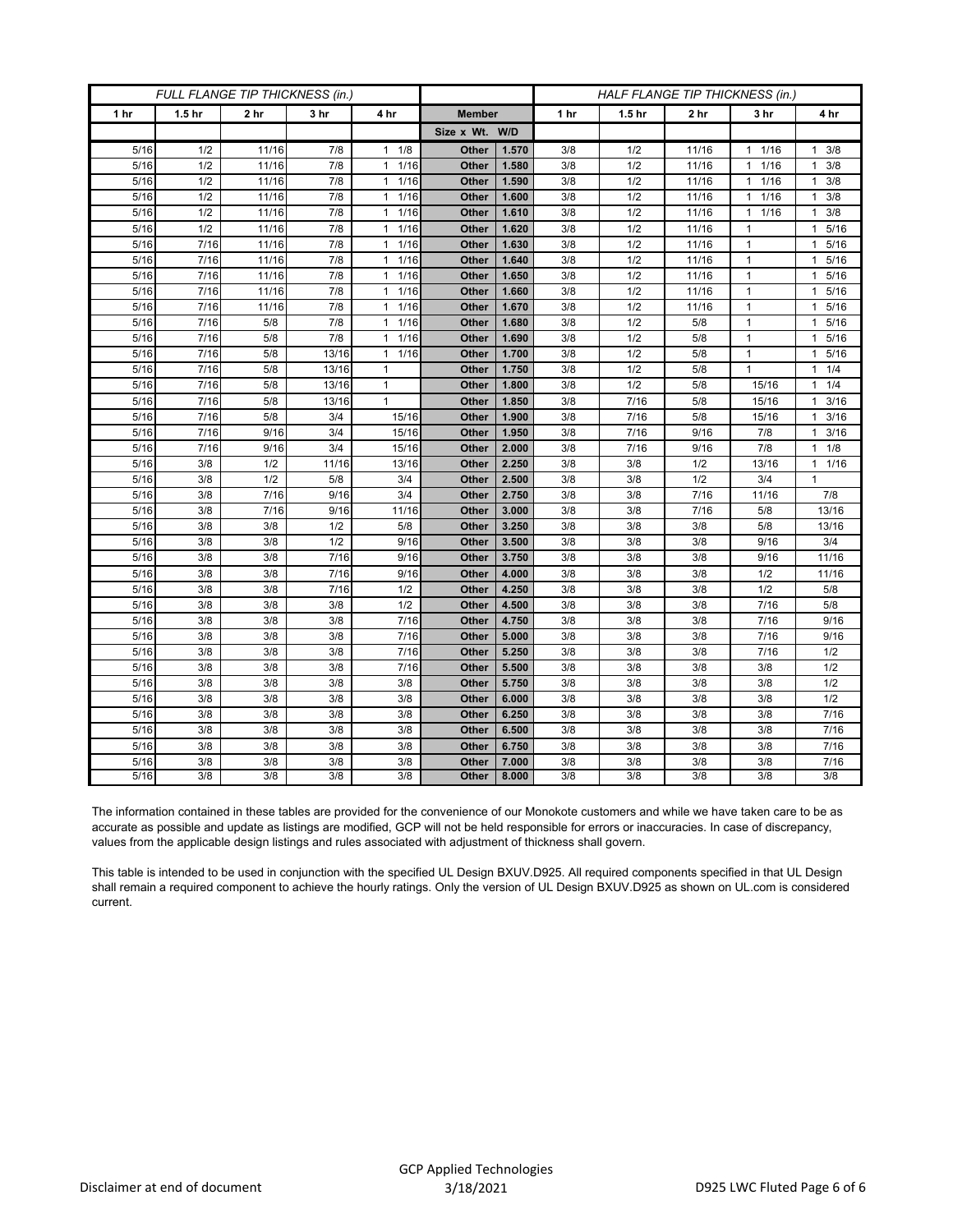| FULL FLANGE TIP THICKNESS (in.) | | | | | | | HALF FLANGE TIP THICKNESS (in.) | | | | |
|---|---|---|---|---|---|---|---|---|---|---|---|
| 1 hr | 1.5 hr | 2 hr | 3 hr | 4 hr | Member | | 1 hr | 1.5 hr | 2 hr | 3 hr | 4 hr |
| | | | | | Size x Wt. | W/D | | | | | |
| 5/16 | 1/2 | 11/16 | 7/8 | 1 1/8 | Other | 1.570 | 3/8 | 1/2 | 11/16 | 1 1/16 | 1 3/8 |
| 5/16 | 1/2 | 11/16 | 7/8 | 1 1/16 | Other | 1.580 | 3/8 | 1/2 | 11/16 | 1 1/16 | 1 3/8 |
| 5/16 | 1/2 | 11/16 | 7/8 | 1 1/16 | Other | 1.590 | 3/8 | 1/2 | 11/16 | 1 1/16 | 1 3/8 |
| 5/16 | 1/2 | 11/16 | 7/8 | 1 1/16 | Other | 1.600 | 3/8 | 1/2 | 11/16 | 1 1/16 | 1 3/8 |
| 5/16 | 1/2 | 11/16 | 7/8 | 1 1/16 | Other | 1.610 | 3/8 | 1/2 | 11/16 | 1 1/16 | 1 3/8 |
| 5/16 | 1/2 | 11/16 | 7/8 | 1 1/16 | Other | 1.620 | 3/8 | 1/2 | 11/16 | 1 | 1 5/16 |
| 5/16 | 7/16 | 11/16 | 7/8 | 1 1/16 | Other | 1.630 | 3/8 | 1/2 | 11/16 | 1 | 1 5/16 |
| 5/16 | 7/16 | 11/16 | 7/8 | 1 1/16 | Other | 1.640 | 3/8 | 1/2 | 11/16 | 1 | 1 5/16 |
| 5/16 | 7/16 | 11/16 | 7/8 | 1 1/16 | Other | 1.650 | 3/8 | 1/2 | 11/16 | 1 | 1 5/16 |
| 5/16 | 7/16 | 11/16 | 7/8 | 1 1/16 | Other | 1.660 | 3/8 | 1/2 | 11/16 | 1 | 1 5/16 |
| 5/16 | 7/16 | 11/16 | 7/8 | 1 1/16 | Other | 1.670 | 3/8 | 1/2 | 11/16 | 1 | 1 5/16 |
| 5/16 | 7/16 | 5/8 | 7/8 | 1 1/16 | Other | 1.680 | 3/8 | 1/2 | 5/8 | 1 | 1 5/16 |
| 5/16 | 7/16 | 5/8 | 7/8 | 1 1/16 | Other | 1.690 | 3/8 | 1/2 | 5/8 | 1 | 1 5/16 |
| 5/16 | 7/16 | 5/8 | 13/16 | 1 1/16 | Other | 1.700 | 3/8 | 1/2 | 5/8 | 1 | 1 5/16 |
| 5/16 | 7/16 | 5/8 | 13/16 | 1 | Other | 1.750 | 3/8 | 1/2 | 5/8 | 1 | 1 1/4 |
| 5/16 | 7/16 | 5/8 | 13/16 | 1 | Other | 1.800 | 3/8 | 1/2 | 5/8 | 15/16 | 1 1/4 |
| 5/16 | 7/16 | 5/8 | 13/16 | 1 | Other | 1.850 | 3/8 | 7/16 | 5/8 | 15/16 | 1 3/16 |
| 5/16 | 7/16 | 5/8 | 3/4 | 15/16 | Other | 1.900 | 3/8 | 7/16 | 5/8 | 15/16 | 1 3/16 |
| 5/16 | 7/16 | 9/16 | 3/4 | 15/16 | Other | 1.950 | 3/8 | 7/16 | 9/16 | 7/8 | 1 3/16 |
| 5/16 | 7/16 | 9/16 | 3/4 | 15/16 | Other | 2.000 | 3/8 | 7/16 | 9/16 | 7/8 | 1 1/8 |
| 5/16 | 3/8 | 1/2 | 11/16 | 13/16 | Other | 2.250 | 3/8 | 3/8 | 1/2 | 13/16 | 1 1/16 |
| 5/16 | 3/8 | 1/2 | 5/8 | 3/4 | Other | 2.500 | 3/8 | 3/8 | 1/2 | 3/4 | 1 |
| 5/16 | 3/8 | 7/16 | 9/16 | 3/4 | Other | 2.750 | 3/8 | 3/8 | 7/16 | 11/16 | 7/8 |
| 5/16 | 3/8 | 7/16 | 9/16 | 11/16 | Other | 3.000 | 3/8 | 3/8 | 7/16 | 5/8 | 13/16 |
| 5/16 | 3/8 | 3/8 | 1/2 | 5/8 | Other | 3.250 | 3/8 | 3/8 | 3/8 | 5/8 | 13/16 |
| 5/16 | 3/8 | 3/8 | 1/2 | 9/16 | Other | 3.500 | 3/8 | 3/8 | 3/8 | 9/16 | 3/4 |
| 5/16 | 3/8 | 3/8 | 7/16 | 9/16 | Other | 3.750 | 3/8 | 3/8 | 3/8 | 9/16 | 11/16 |
| 5/16 | 3/8 | 3/8 | 7/16 | 9/16 | Other | 4.000 | 3/8 | 3/8 | 3/8 | 1/2 | 11/16 |
| 5/16 | 3/8 | 3/8 | 7/16 | 1/2 | Other | 4.250 | 3/8 | 3/8 | 3/8 | 1/2 | 5/8 |
| 5/16 | 3/8 | 3/8 | 3/8 | 1/2 | Other | 4.500 | 3/8 | 3/8 | 3/8 | 7/16 | 5/8 |
| 5/16 | 3/8 | 3/8 | 3/8 | 7/16 | Other | 4.750 | 3/8 | 3/8 | 3/8 | 7/16 | 9/16 |
| 5/16 | 3/8 | 3/8 | 3/8 | 7/16 | Other | 5.000 | 3/8 | 3/8 | 3/8 | 7/16 | 9/16 |
| 5/16 | 3/8 | 3/8 | 3/8 | 7/16 | Other | 5.250 | 3/8 | 3/8 | 3/8 | 7/16 | 1/2 |
| 5/16 | 3/8 | 3/8 | 3/8 | 7/16 | Other | 5.500 | 3/8 | 3/8 | 3/8 | 3/8 | 1/2 |
| 5/16 | 3/8 | 3/8 | 3/8 | 3/8 | Other | 5.750 | 3/8 | 3/8 | 3/8 | 3/8 | 1/2 |
| 5/16 | 3/8 | 3/8 | 3/8 | 3/8 | Other | 6.000 | 3/8 | 3/8 | 3/8 | 3/8 | 1/2 |
| 5/16 | 3/8 | 3/8 | 3/8 | 3/8 | Other | 6.250 | 3/8 | 3/8 | 3/8 | 3/8 | 7/16 |
| 5/16 | 3/8 | 3/8 | 3/8 | 3/8 | Other | 6.500 | 3/8 | 3/8 | 3/8 | 3/8 | 7/16 |
| 5/16 | 3/8 | 3/8 | 3/8 | 3/8 | Other | 6.750 | 3/8 | 3/8 | 3/8 | 3/8 | 7/16 |
| 5/16 | 3/8 | 3/8 | 3/8 | 3/8 | Other | 7.000 | 3/8 | 3/8 | 3/8 | 3/8 | 7/16 |
| 5/16 | 3/8 | 3/8 | 3/8 | 3/8 | Other | 8.000 | 3/8 | 3/8 | 3/8 | 3/8 | 3/8 |

The information contained in these tables are provided for the convenience of our Monokote customers and while we have taken care to be as accurate as possible and update as listings are modified, GCP will not be held responsible for errors or inaccuracies. In case of discrepancy, values from the applicable design listings and rules associated with adjustment of thickness shall govern.

This table is intended to be used in conjunction with the specified UL Design BXUV.D925. All required components specified in that UL Design shall remain a required component to achieve the hourly ratings. Only the version of UL Design BXUV.D925 as shown on UL.com is considered current.